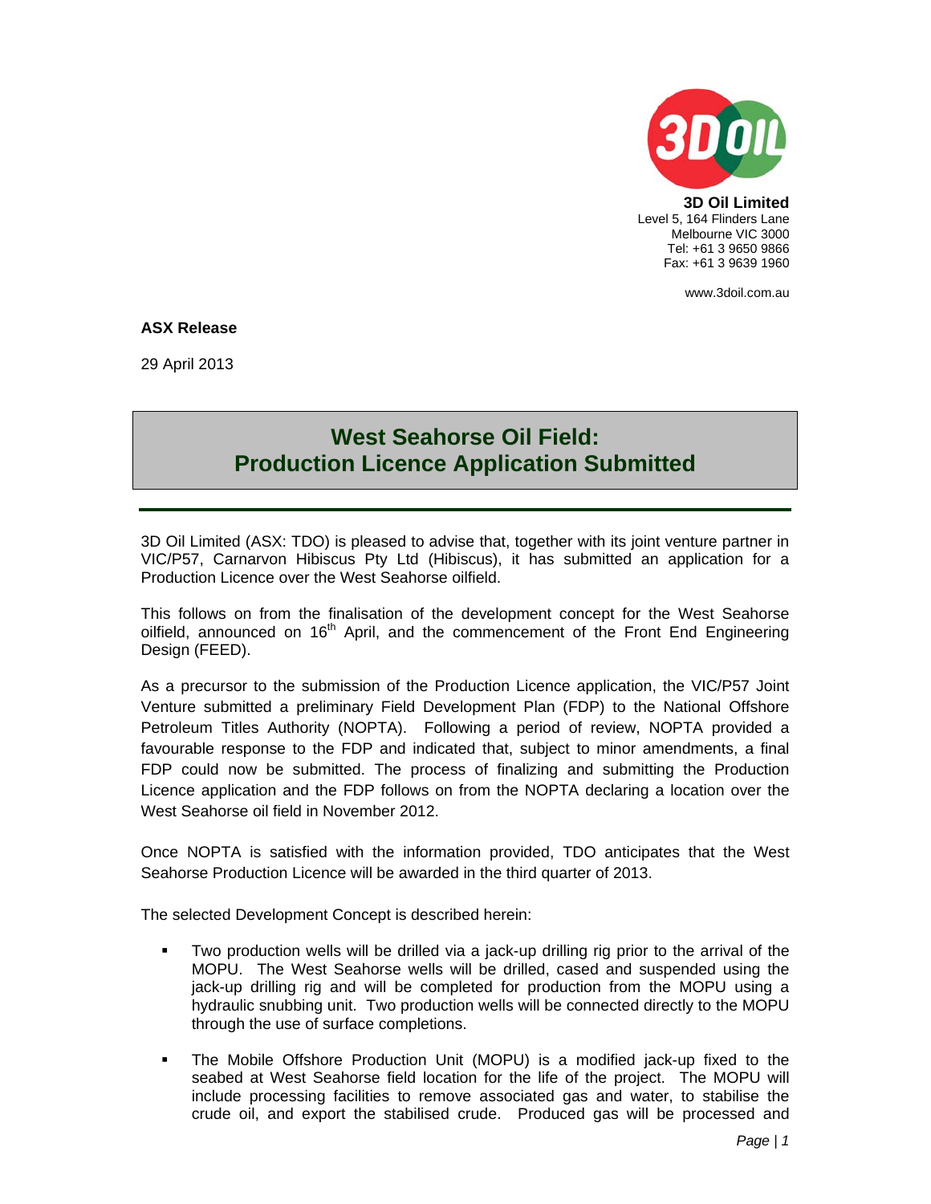**3D Oil Limited**
Level 5, 164 Flinders Lane
Melbourne VIC 3000
Tel: +61 3 9650 9866
Fax: +61 3 9639 1960

www.3doil.com.au

**ASX Release**

29 April 2013

# West Seahorse Oil Field: Production Licence Application Submitted

3D Oil Limited (ASX: TDO) is pleased to advise that, together with its joint venture partner in VIC/P57, Carnarvon Hibiscus Pty Ltd (Hibiscus), it has submitted an application for a Production Licence over the West Seahorse oilfield.

This follows on from the finalisation of the development concept for the West Seahorse oilfield, announced on 16th April, and the commencement of the Front End Engineering Design (FEED).

As a precursor to the submission of the Production Licence application, the VIC/P57 Joint Venture submitted a preliminary Field Development Plan (FDP) to the National Offshore Petroleum Titles Authority (NOPTA). Following a period of review, NOPTA provided a favourable response to the FDP and indicated that, subject to minor amendments, a final FDP could now be submitted. The process of finalizing and submitting the Production Licence application and the FDP follows on from the NOPTA declaring a location over the West Seahorse oil field in November 2012.

Once NOPTA is satisfied with the information provided, TDO anticipates that the West Seahorse Production Licence will be awarded in the third quarter of 2013.

The selected Development Concept is described herein:

- Two production wells will be drilled via a jack-up drilling rig prior to the arrival of the MOPU. The West Seahorse wells will be drilled, cased and suspended using the jack-up drilling rig and will be completed for production from the MOPU using a hydraulic snubbing unit. Two production wells will be connected directly to the MOPU through the use of surface completions.
- The Mobile Offshore Production Unit (MOPU) is a modified jack-up fixed to the seabed at West Seahorse field location for the life of the project. The MOPU will include processing facilities to remove associated gas and water, to stabilise the crude oil, and export the stabilised crude. Produced gas will be processed and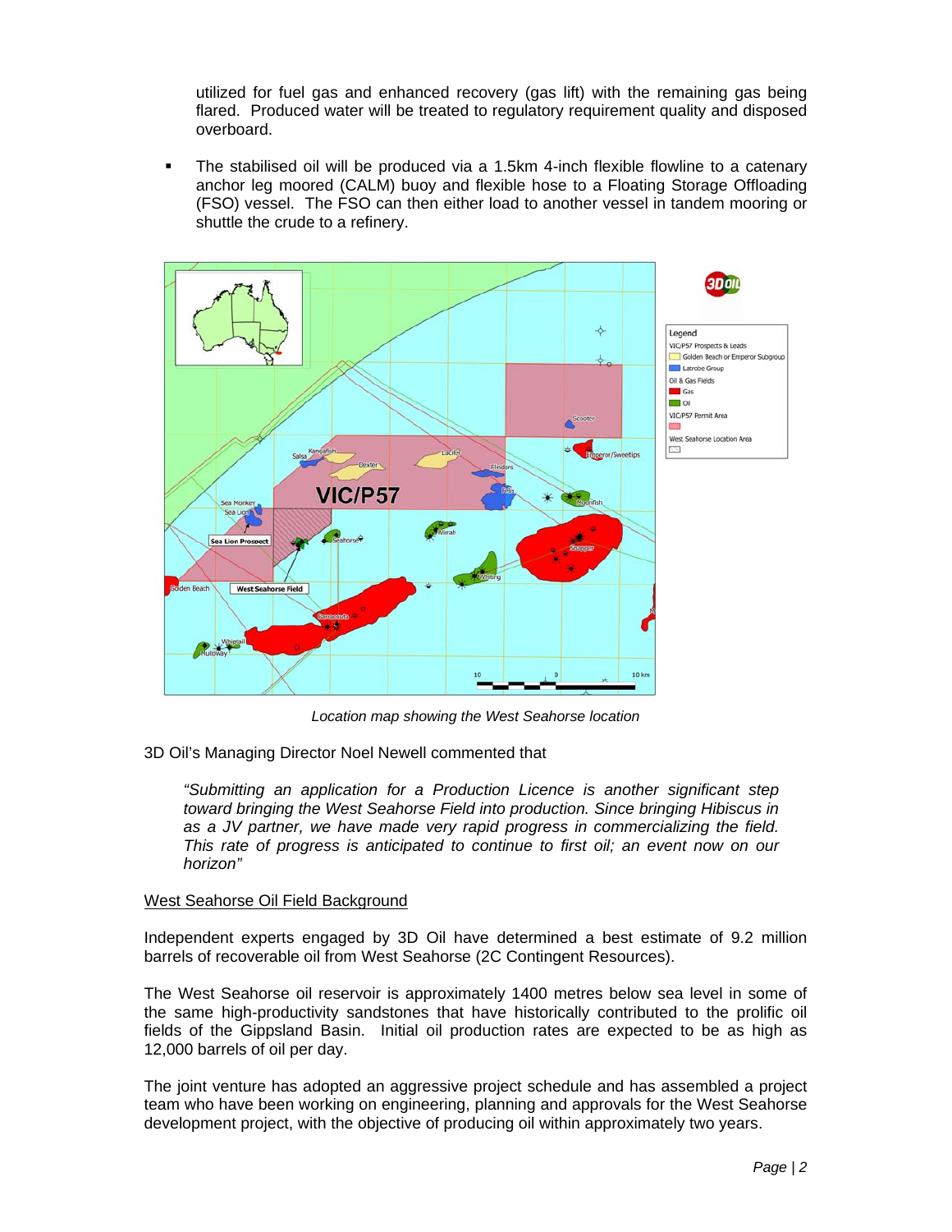utilized for fuel gas and enhanced recovery (gas lift) with the remaining gas being flared. Produced water will be treated to regulatory requirement quality and disposed overboard.

- The stabilised oil will be produced via a 1.5km 4-inch flexible flowline to a catenary anchor leg moored (CALM) buoy and flexible hose to a Floating Storage Offloading (FSO) vessel. The FSO can then either load to another vessel in tandem mooring or shuttle the crude to a refinery.

*Location map showing the West Seahorse location*

3D Oil's Managing Director Noel Newell commented that

> *"Submitting an application for a Production Licence is another significant step toward bringing the West Seahorse Field into production. Since bringing Hibiscus in as a JV partner, we have made very rapid progress in commercializing the field. This rate of progress is anticipated to continue to first oil; an event now on our horizon"*

## West Seahorse Oil Field Background

Independent experts engaged by 3D Oil have determined a best estimate of 9.2 million barrels of recoverable oil from West Seahorse (2C Contingent Resources).

The West Seahorse oil reservoir is approximately 1400 metres below sea level in some of the same high-productivity sandstones that have historically contributed to the prolific oil fields of the Gippsland Basin. Initial oil production rates are expected to be as high as 12,000 barrels of oil per day.

The joint venture has adopted an aggressive project schedule and has assembled a project team who have been working on engineering, planning and approvals for the West Seahorse development project, with the objective of producing oil within approximately two years.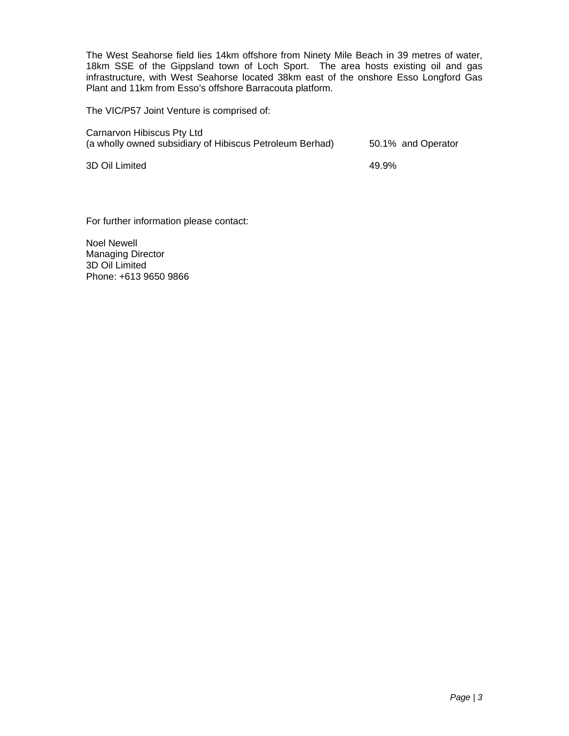The West Seahorse field lies 14km offshore from Ninety Mile Beach in 39 metres of water, 18km SSE of the Gippsland town of Loch Sport. The area hosts existing oil and gas infrastructure, with West Seahorse located 38km east of the onshore Esso Longford Gas Plant and 11km from Esso's offshore Barracouta platform.

The VIC/P57 Joint Venture is comprised of:

| | |
|---|---|
| Carnarvon Hibiscus Pty Ltd<br>(a wholly owned subsidiary of Hibiscus Petroleum Berhad) | 50.1% and Operator |
| 3D Oil Limited | 49.9% |

For further information please contact:

Noel Newell
Managing Director
3D Oil Limited
Phone: +613 9650 9866